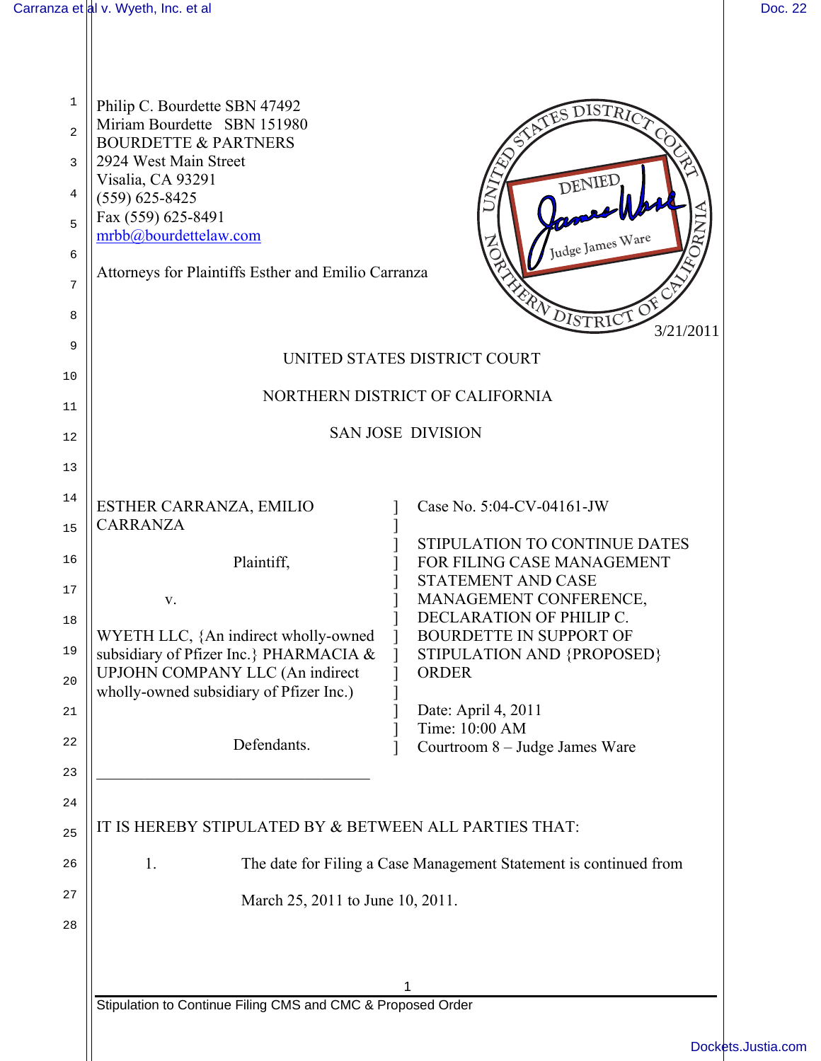Philip C. Bourdette SBN 47492
Miriam Bourdette SBN 151980
BOURDETTE & PARTNERS
2924 West Main Street
Visalia, CA 93291
(559) 625-8425
Fax (559) 625-8491
mrbb@bourdettelaw.com

Attorneys for Plaintiffs Esther and Emilio Carranza

UNITED STATES DISTRICT COURT NORTHERN DISTRICT OF CALIFORNIA — DENIED — Judge James Ware — 3/21/2011

UNITED STATES DISTRICT COURT

NORTHERN DISTRICT OF CALIFORNIA

SAN JOSE DIVISION

ESTHER CARRANZA, EMILIO CARRANZA

Plaintiff,

v.

WYETH LLC, {An indirect wholly-owned subsidiary of Pfizer Inc.} PHARMACIA & UPJOHN COMPANY LLC (An indirect wholly-owned subsidiary of Pfizer Inc.)

Defendants.

Case No. 5:04-CV-04161-JW

STIPULATION TO CONTINUE DATES FOR FILING CASE MANAGEMENT STATEMENT AND CASE MANAGEMENT CONFERENCE, DECLARATION OF PHILIP C. BOURDETTE IN SUPPORT OF STIPULATION AND {PROPOSED} ORDER

Date: April 4, 2011
Time: 10:00 AM
Courtroom 8 – Judge James Ware

IT IS HEREBY STIPULATED BY & BETWEEN ALL PARTIES THAT:

1. The date for Filing a Case Management Statement is continued from March 25, 2011 to June 10, 2011.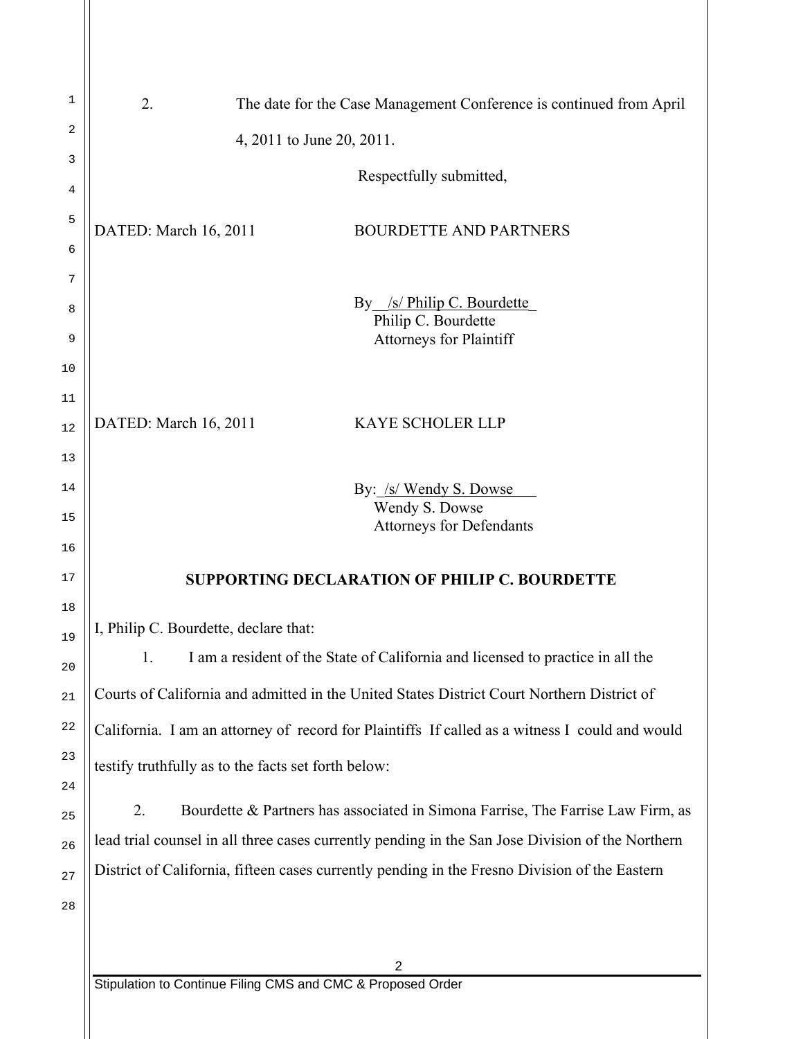2. The date for the Case Management Conference is continued from April 4, 2011 to June 20, 2011.

Respectfully submitted,

DATED: March 16, 2011 BOURDETTE AND PARTNERS

By /s/ Philip C. Bourdette
Philip C. Bourdette
Attorneys for Plaintiff

DATED: March 16, 2011 KAYE SCHOLER LLP

By: /s/ Wendy S. Dowse
Wendy S. Dowse
Attorneys for Defendants

**SUPPORTING DECLARATION OF PHILIP C. BOURDETTE**

I, Philip C. Bourdette, declare that:

1. I am a resident of the State of California and licensed to practice in all the Courts of California and admitted in the United States District Court Northern District of California. I am an attorney of record for Plaintiffs If called as a witness I could and would testify truthfully as to the facts set forth below:

2. Bourdette & Partners has associated in Simona Farrise, The Farrise Law Firm, as lead trial counsel in all three cases currently pending in the San Jose Division of the Northern District of California, fifteen cases currently pending in the Fresno Division of the Eastern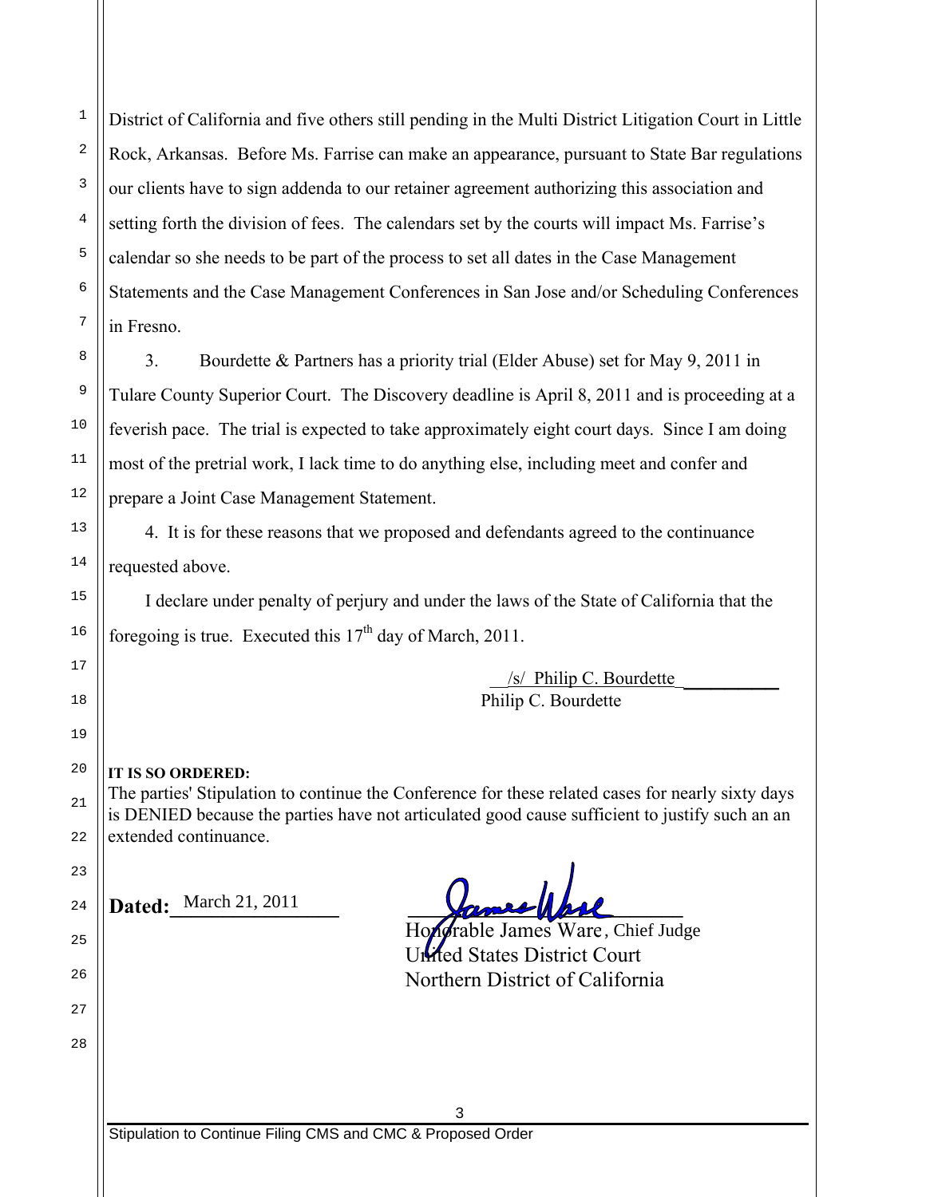District of California and five others still pending in the Multi District Litigation Court in Little Rock, Arkansas. Before Ms. Farrise can make an appearance, pursuant to State Bar regulations our clients have to sign addenda to our retainer agreement authorizing this association and setting forth the division of fees. The calendars set by the courts will impact Ms. Farrise's calendar so she needs to be part of the process to set all dates in the Case Management Statements and the Case Management Conferences in San Jose and/or Scheduling Conferences in Fresno.

3. Bourdette & Partners has a priority trial (Elder Abuse) set for May 9, 2011 in Tulare County Superior Court. The Discovery deadline is April 8, 2011 and is proceeding at a feverish pace. The trial is expected to take approximately eight court days. Since I am doing most of the pretrial work, I lack time to do anything else, including meet and confer and prepare a Joint Case Management Statement.

4. It is for these reasons that we proposed and defendants agreed to the continuance requested above.

I declare under penalty of perjury and under the laws of the State of California that the foregoing is true. Executed this 17th day of March, 2011.

/s/ Philip C. Bourdette
Philip C. Bourdette

**IT IS SO ORDERED:**
The parties' Stipulation to continue the Conference for these related cases for nearly sixty days is DENIED because the parties have not articulated good cause sufficient to justify such an an extended continuance.

**Dated:** March 21, 2011

Honorable James Ware, Chief Judge
United States District Court
Northern District of California

Stipulation to Continue Filing CMS and CMC & Proposed Order